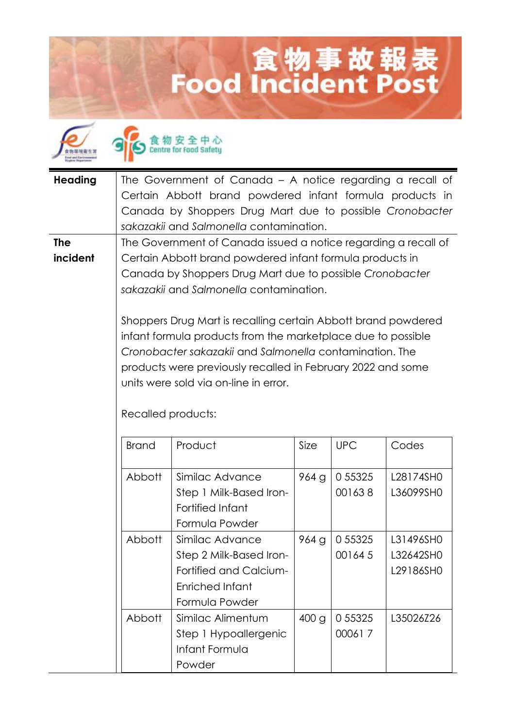# 食物事故報表
# Food Incident Post

食物安全中心 Centre for Food Safety

| | |
|---|---|
| **Heading** | The Government of Canada – A notice regarding a recall of Certain Abbott brand powdered infant formula products in Canada by Shoppers Drug Mart due to possible *Cronobacter sakazakii* and *Salmonella* contamination. |
| **The incident** | The Government of Canada issued a notice regarding a recall of Certain Abbott brand powdered infant formula products in Canada by Shoppers Drug Mart due to possible *Cronobacter sakazakii* and *Salmonella* contamination.<br><br>Shoppers Drug Mart is recalling certain Abbott brand powdered infant formula products from the marketplace due to possible *Cronobacter sakazakii* and *Salmonella* contamination. The products were previously recalled in February 2022 and some units were sold via on-line in error.<br><br>Recalled products: |

| Brand | Product | Size | UPC | Codes |
|---|---|---|---|---|
| Abbott | Similac Advance Step 1 Milk-Based Iron-Fortified Infant Formula Powder | 964 g | 0 55325 00163 8 | L28174SH0<br>L36099SH0 |
| Abbott | Similac Advance Step 2 Milk-Based Iron-Fortified and Calcium-Enriched Infant Formula Powder | 964 g | 0 55325 00164 5 | L31496SH0<br>L32642SH0<br>L29186SH0 |
| Abbott | Similac Alimentum Step 1 Hypoallergenic Infant Formula Powder | 400 g | 0 55325 00061 7 | L35026Z26 |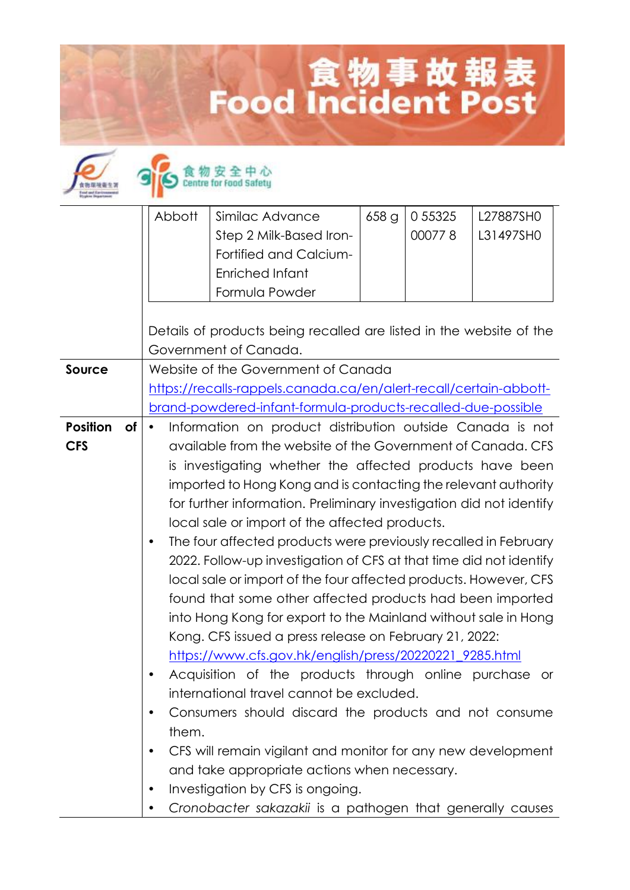| | | | | |
|---|---|---|---|---|
| Abbott | Similac Advance Step 2 Milk-Based Iron-Fortified and Calcium-Enriched Infant Formula Powder | 658 g | 0 55325 00077 8 | L27887SH0 L31497SH0 |

Details of products being recalled are listed in the website of the Government of Canada.

| | |
|---|---|
| **Source** | Website of the Government of Canada https://recalls-rappels.canada.ca/en/alert-recall/certain-abbott-brand-powdered-infant-formula-products-recalled-due-possible |
| **Position of CFS** | • Information on product distribution outside Canada is not available from the website of the Government of Canada. CFS is investigating whether the affected products have been imported to Hong Kong and is contacting the relevant authority for further information. Preliminary investigation did not identify local sale or import of the affected products.<br>• The four affected products were previously recalled in February 2022. Follow-up investigation of CFS at that time did not identify local sale or import of the four affected products. However, CFS found that some other affected products had been imported into Hong Kong for export to the Mainland without sale in Hong Kong. CFS issued a press release on February 21, 2022: https://www.cfs.gov.hk/english/press/20220221_9285.html<br>• Acquisition of the products through online purchase or international travel cannot be excluded.<br>• Consumers should discard the products and not consume them.<br>• CFS will remain vigilant and monitor for any new development and take appropriate actions when necessary.<br>• Investigation by CFS is ongoing.<br>• *Cronobacter sakazakii* is a pathogen that generally causes |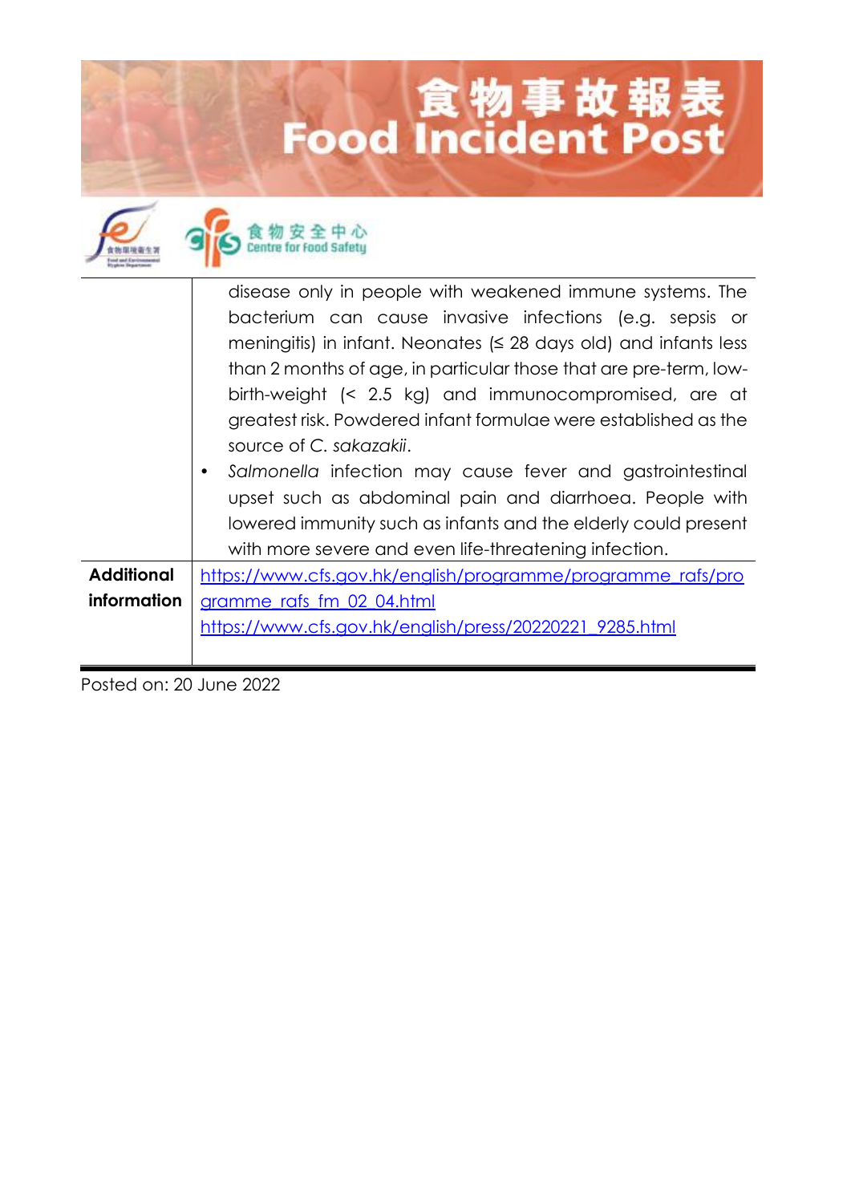| | |
|---|---|
| | disease only in people with weakened immune systems. The bacterium can cause invasive infections (e.g. sepsis or meningitis) in infant. Neonates (≤ 28 days old) and infants less than 2 months of age, in particular those that are pre-term, low-birth-weight (< 2.5 kg) and immunocompromised, are at greatest risk. Powdered infant formulae were established as the source of *C. sakazakii*.<br>• *Salmonella* infection may cause fever and gastrointestinal upset such as abdominal pain and diarrhoea. People with lowered immunity such as infants and the elderly could present with more severe and even life-threatening infection. |
| **Additional information** | https://www.cfs.gov.hk/english/programme/programme_rafs/programme_rafs_fm_02_04.html<br>https://www.cfs.gov.hk/english/press/20220221_9285.html |

Posted on: 20 June 2022